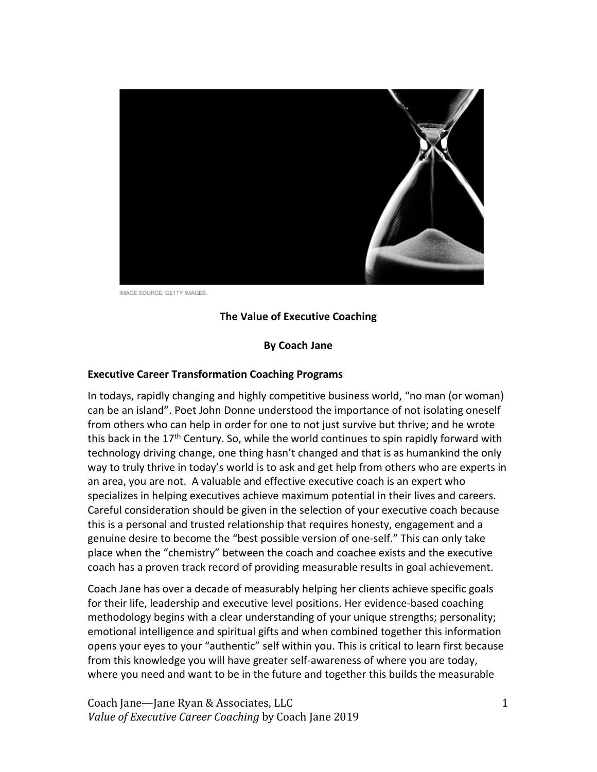IMAGE SOURCE: GETTY IMAGES.

**The Value of Executive Coaching**

**By Coach Jane**

**Executive Career Transformation Coaching Programs**

In todays, rapidly changing and highly competitive business world, "no man (or woman) can be an island". Poet John Donne understood the importance of not isolating oneself from others who can help in order for one to not just survive but thrive; and he wrote this back in the 17th Century. So, while the world continues to spin rapidly forward with technology driving change, one thing hasn't changed and that is as humankind the only way to truly thrive in today's world is to ask and get help from others who are experts in an area, you are not. A valuable and effective executive coach is an expert who specializes in helping executives achieve maximum potential in their lives and careers. Careful consideration should be given in the selection of your executive coach because this is a personal and trusted relationship that requires honesty, engagement and a genuine desire to become the "best possible version of one-self." This can only take place when the "chemistry" between the coach and coachee exists and the executive coach has a proven track record of providing measurable results in goal achievement.

Coach Jane has over a decade of measurably helping her clients achieve specific goals for their life, leadership and executive level positions. Her evidence-based coaching methodology begins with a clear understanding of your unique strengths; personality; emotional intelligence and spiritual gifts and when combined together this information opens your eyes to your "authentic" self within you. This is critical to learn first because from this knowledge you will have greater self-awareness of where you are today, where you need and want to be in the future and together this builds the measurable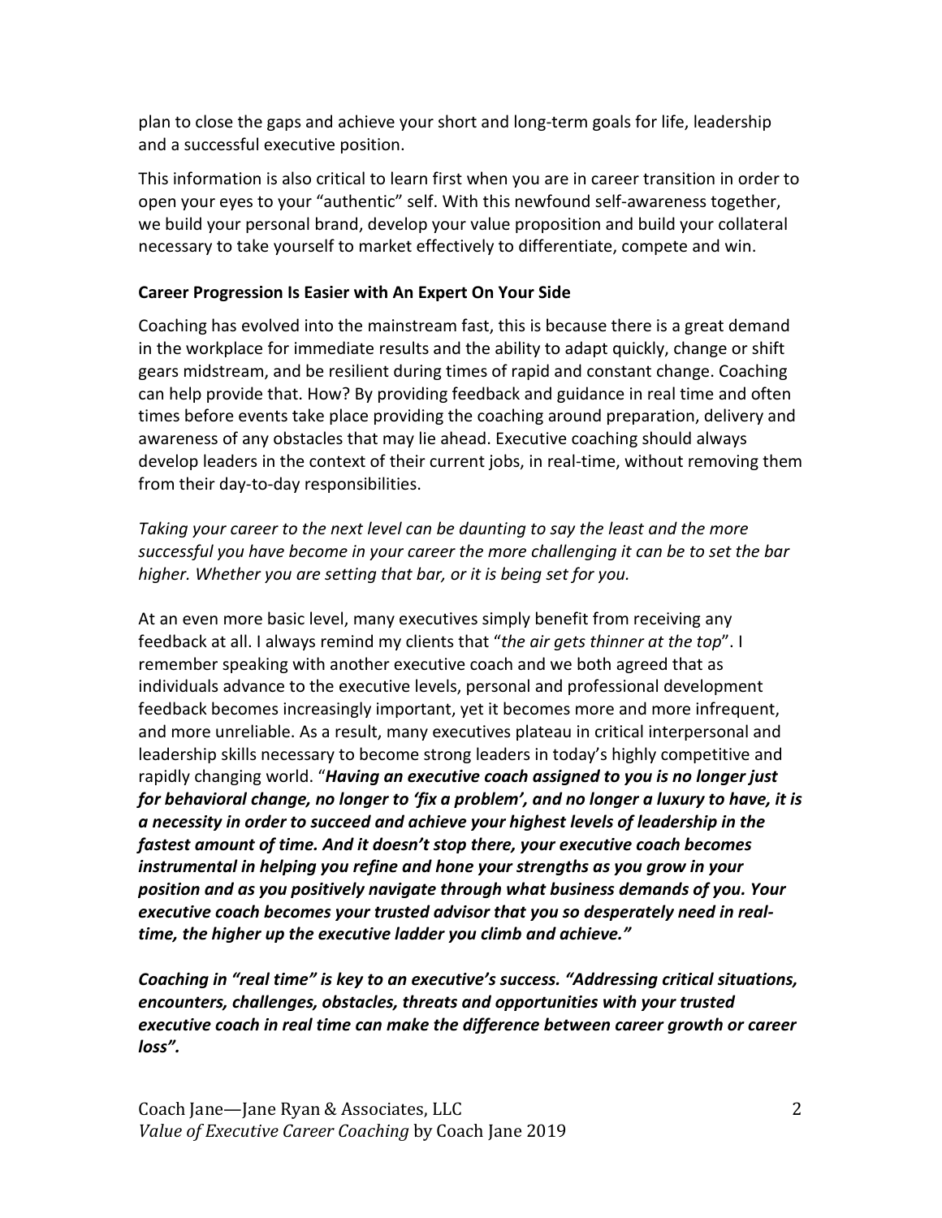plan to close the gaps and achieve your short and long-term goals for life, leadership and a successful executive position.

This information is also critical to learn first when you are in career transition in order to open your eyes to your "authentic" self. With this newfound self-awareness together, we build your personal brand, develop your value proposition and build your collateral necessary to take yourself to market effectively to differentiate, compete and win.

**Career Progression Is Easier with An Expert On Your Side**

Coaching has evolved into the mainstream fast, this is because there is a great demand in the workplace for immediate results and the ability to adapt quickly, change or shift gears midstream, and be resilient during times of rapid and constant change. Coaching can help provide that. How? By providing feedback and guidance in real time and often times before events take place providing the coaching around preparation, delivery and awareness of any obstacles that may lie ahead. Executive coaching should always develop leaders in the context of their current jobs, in real-time, without removing them from their day-to-day responsibilities.

*Taking your career to the next level can be daunting to say the least and the more successful you have become in your career the more challenging it can be to set the bar higher. Whether you are setting that bar, or it is being set for you.*

At an even more basic level, many executives simply benefit from receiving any feedback at all. I always remind my clients that "*the air gets thinner at the top*". I remember speaking with another executive coach and we both agreed that as individuals advance to the executive levels, personal and professional development feedback becomes increasingly important, yet it becomes more and more infrequent, and more unreliable. As a result, many executives plateau in critical interpersonal and leadership skills necessary to become strong leaders in today's highly competitive and rapidly changing world. "***Having an executive coach assigned to you is no longer just for behavioral change, no longer to 'fix a problem', and no longer a luxury to have, it is a necessity in order to succeed and achieve your highest levels of leadership in the fastest amount of time. And it doesn't stop there, your executive coach becomes instrumental in helping you refine and hone your strengths as you grow in your position and as you positively navigate through what business demands of you. Your executive coach becomes your trusted advisor that you so desperately need in real-time, the higher up the executive ladder you climb and achieve."***

***Coaching in "real time" is key to an executive's success. "Addressing critical situations, encounters, challenges, obstacles, threats and opportunities with your trusted executive coach in real time can make the difference between career growth or career loss".***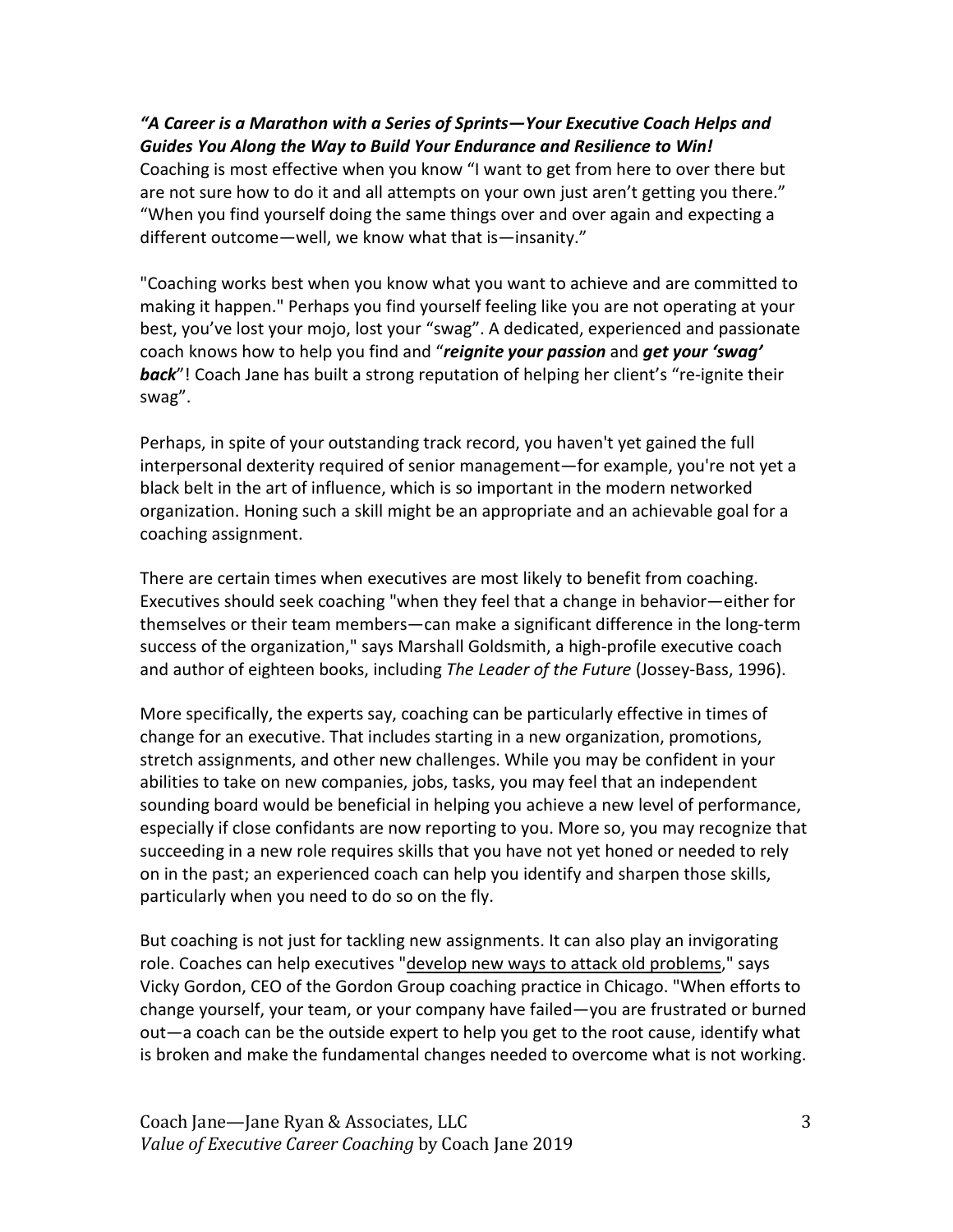***"A Career is a Marathon with a Series of Sprints—Your Executive Coach Helps and Guides You Along the Way to Build Your Endurance and Resilience to Win!***

Coaching is most effective when you know "I want to get from here to over there but are not sure how to do it and all attempts on your own just aren't getting you there." "When you find yourself doing the same things over and over again and expecting a different outcome—well, we know what that is—insanity."

"Coaching works best when you know what you want to achieve and are committed to making it happen." Perhaps you find yourself feeling like you are not operating at your best, you've lost your mojo, lost your "swag". A dedicated, experienced and passionate coach knows how to help you find and "***reignite your passion*** and ***get your 'swag' back***"! Coach Jane has built a strong reputation of helping her client's "re-ignite their swag".

Perhaps, in spite of your outstanding track record, you haven't yet gained the full interpersonal dexterity required of senior management—for example, you're not yet a black belt in the art of influence, which is so important in the modern networked organization. Honing such a skill might be an appropriate and an achievable goal for a coaching assignment.

There are certain times when executives are most likely to benefit from coaching. Executives should seek coaching "when they feel that a change in behavior—either for themselves or their team members—can make a significant difference in the long-term success of the organization," says Marshall Goldsmith, a high-profile executive coach and author of eighteen books, including *The Leader of the Future* (Jossey-Bass, 1996).

More specifically, the experts say, coaching can be particularly effective in times of change for an executive. That includes starting in a new organization, promotions, stretch assignments, and other new challenges. While you may be confident in your abilities to take on new companies, jobs, tasks, you may feel that an independent sounding board would be beneficial in helping you achieve a new level of performance, especially if close confidants are now reporting to you. More so, you may recognize that succeeding in a new role requires skills that you have not yet honed or needed to rely on in the past; an experienced coach can help you identify and sharpen those skills, particularly when you need to do so on the fly.

But coaching is not just for tackling new assignments. It can also play an invigorating role. Coaches can help executives "develop new ways to attack old problems," says Vicky Gordon, CEO of the Gordon Group coaching practice in Chicago. "When efforts to change yourself, your team, or your company have failed—you are frustrated or burned out—a coach can be the outside expert to help you get to the root cause, identify what is broken and make the fundamental changes needed to overcome what is not working.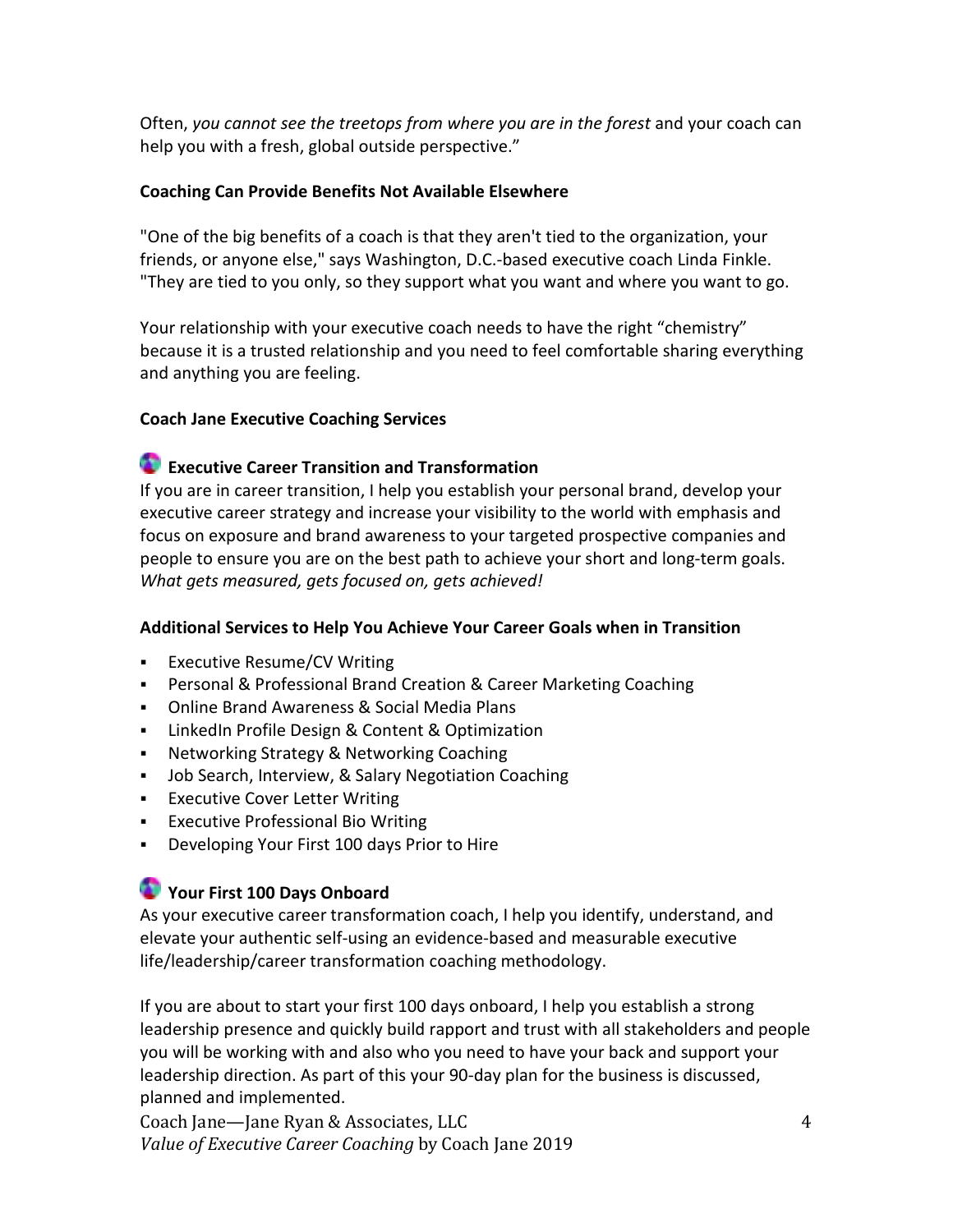Often, *you cannot see the treetops from where you are in the forest* and your coach can help you with a fresh, global outside perspective."

**Coaching Can Provide Benefits Not Available Elsewhere**

"One of the big benefits of a coach is that they aren't tied to the organization, your friends, or anyone else," says Washington, D.C.-based executive coach Linda Finkle. "They are tied to you only, so they support what you want and where you want to go.

Your relationship with your executive coach needs to have the right "chemistry" because it is a trusted relationship and you need to feel comfortable sharing everything and anything you are feeling.

**Coach Jane Executive Coaching Services**

**Executive Career Transition and Transformation**

If you are in career transition, I help you establish your personal brand, develop your executive career strategy and increase your visibility to the world with emphasis and focus on exposure and brand awareness to your targeted prospective companies and people to ensure you are on the best path to achieve your short and long-term goals. *What gets measured, gets focused on, gets achieved!*

**Additional Services to Help You Achieve Your Career Goals when in Transition**

- Executive Resume/CV Writing
- Personal & Professional Brand Creation & Career Marketing Coaching
- Online Brand Awareness & Social Media Plans
- LinkedIn Profile Design & Content & Optimization
- Networking Strategy & Networking Coaching
- Job Search, Interview, & Salary Negotiation Coaching
- Executive Cover Letter Writing
- Executive Professional Bio Writing
- Developing Your First 100 days Prior to Hire

**Your First 100 Days Onboard**

As your executive career transformation coach, I help you identify, understand, and elevate your authentic self-using an evidence-based and measurable executive life/leadership/career transformation coaching methodology.

If you are about to start your first 100 days onboard, I help you establish a strong leadership presence and quickly build rapport and trust with all stakeholders and people you will be working with and also who you need to have your back and support your leadership direction. As part of this your 90-day plan for the business is discussed, planned and implemented.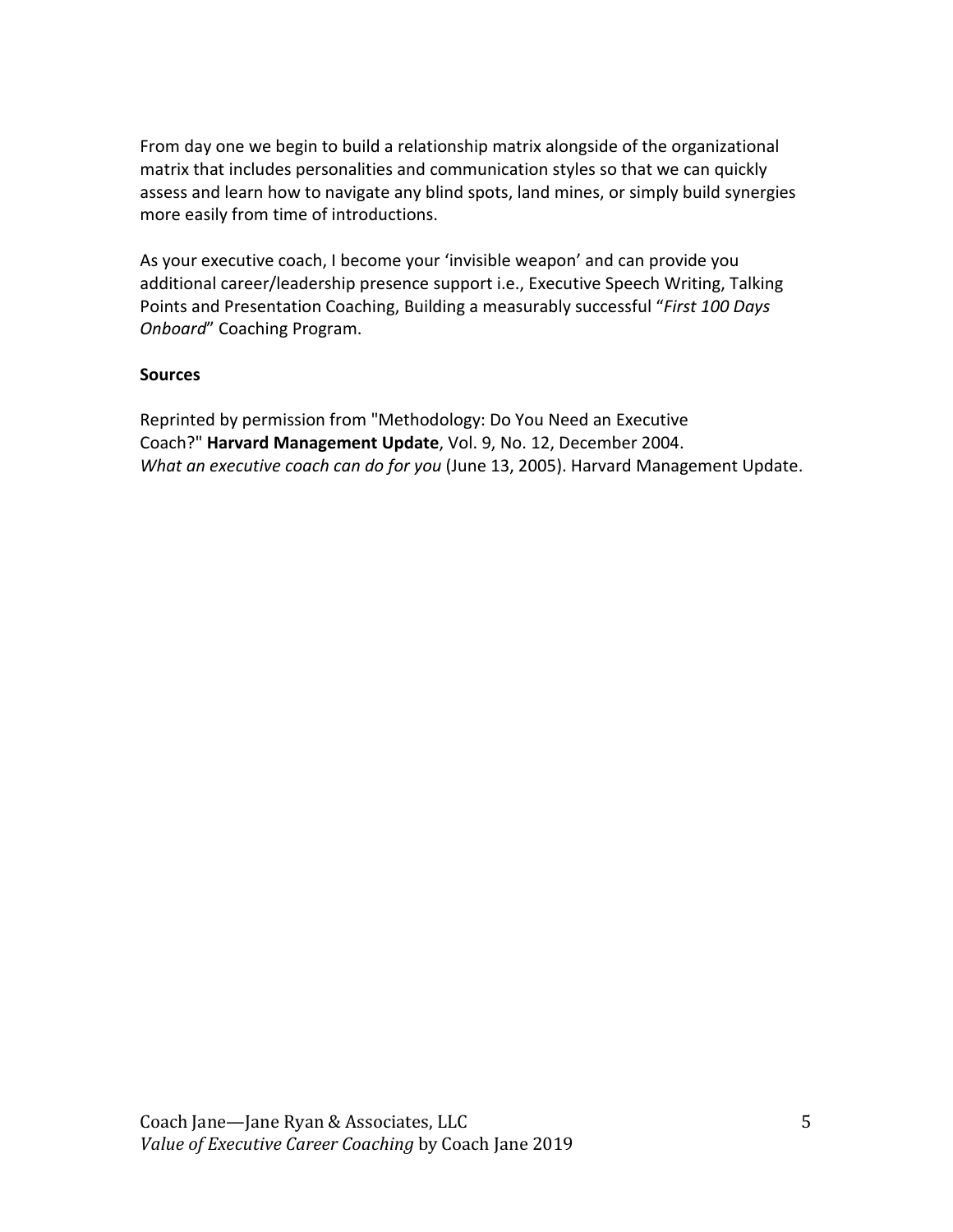From day one we begin to build a relationship matrix alongside of the organizational matrix that includes personalities and communication styles so that we can quickly assess and learn how to navigate any blind spots, land mines, or simply build synergies more easily from time of introductions.

As your executive coach, I become your 'invisible weapon' and can provide you additional career/leadership presence support i.e., Executive Speech Writing, Talking Points and Presentation Coaching, Building a measurably successful "*First 100 Days Onboard*" Coaching Program.

**Sources**

Reprinted by permission from "Methodology: Do You Need an Executive Coach?" **Harvard Management Update**, Vol. 9, No. 12, December 2004.
*What an executive coach can do for you* (June 13, 2005). Harvard Management Update.